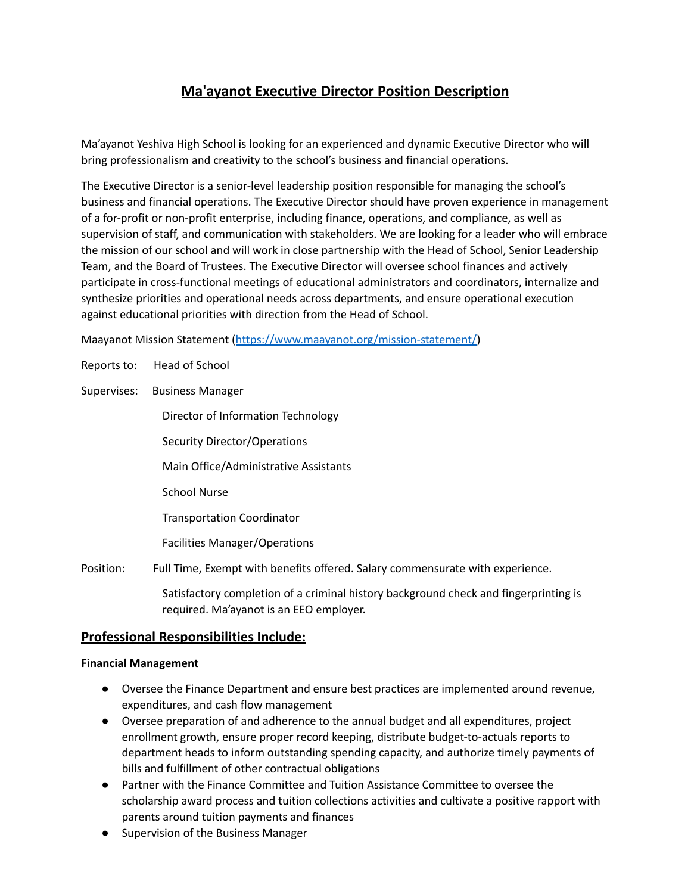# Ma'ayanot Executive Director Position Description

Ma'ayanot Yeshiva High School is looking for an experienced and dynamic Executive Director who will bring professionalism and creativity to the school's business and financial operations.

The Executive Director is a senior-level leadership position responsible for managing the school's business and financial operations. The Executive Director should have proven experience in management of a for-profit or non-profit enterprise, including finance, operations, and compliance, as well as supervision of staff, and communication with stakeholders. We are looking for a leader who will embrace the mission of our school and will work in close partnership with the Head of School, Senior Leadership Team, and the Board of Trustees. The Executive Director will oversee school finances and actively participate in cross-functional meetings of educational administrators and coordinators, internalize and synthesize priorities and operational needs across departments, and ensure operational execution against educational priorities with direction from the Head of School.

Maayanot Mission Statement ([https://www.maayanot.org/mission-statement/](https://www.maayanot.org/mission-statement/))

Reports to: Head of School

Supervises: Business Manager

Director of Information Technology

Security Director/Operations

Main Office/Administrative Assistants

School Nurse

Transportation Coordinator

Facilities Manager/Operations

Position: Full Time, Exempt with benefits offered. Salary commensurate with experience.

Satisfactory completion of a criminal history background check and fingerprinting is required. Ma'ayanot is an EEO employer.

## Professional Responsibilities Include:

**Financial Management**

- Oversee the Finance Department and ensure best practices are implemented around revenue, expenditures, and cash flow management
- Oversee preparation of and adherence to the annual budget and all expenditures, project enrollment growth, ensure proper record keeping, distribute budget-to-actuals reports to department heads to inform outstanding spending capacity, and authorize timely payments of bills and fulfillment of other contractual obligations
- Partner with the Finance Committee and Tuition Assistance Committee to oversee the scholarship award process and tuition collections activities and cultivate a positive rapport with parents around tuition payments and finances
- Supervision of the Business Manager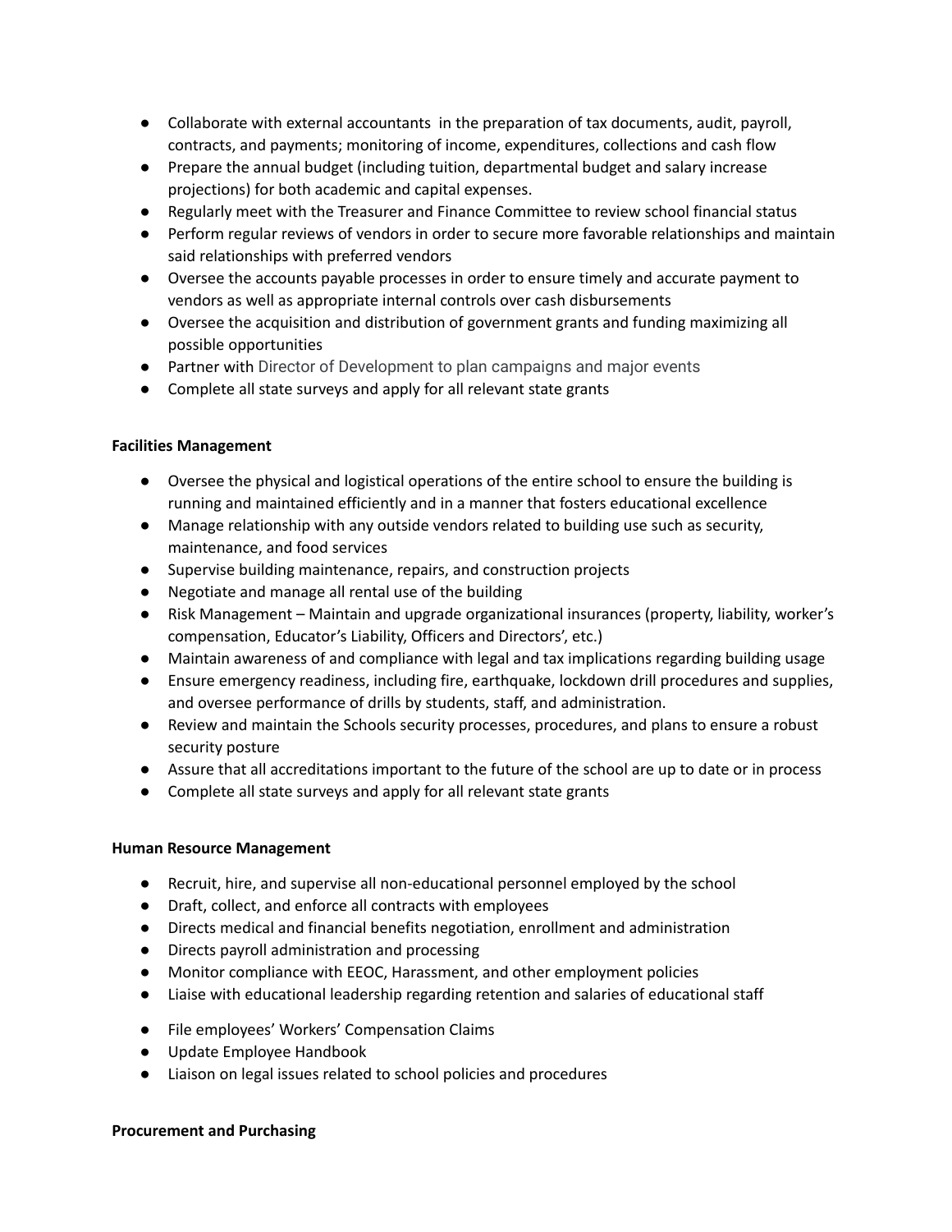- Collaborate with external accountants  in the preparation of tax documents, audit, payroll, contracts, and payments; monitoring of income, expenditures, collections and cash flow
- Prepare the annual budget (including tuition, departmental budget and salary increase projections) for both academic and capital expenses.
- Regularly meet with the Treasurer and Finance Committee to review school financial status
- Perform regular reviews of vendors in order to secure more favorable relationships and maintain said relationships with preferred vendors
- Oversee the accounts payable processes in order to ensure timely and accurate payment to vendors as well as appropriate internal controls over cash disbursements
- Oversee the acquisition and distribution of government grants and funding maximizing all possible opportunities
- Partner with Director of Development to plan campaigns and major events
- Complete all state surveys and apply for all relevant state grants

**Facilities Management**

- Oversee the physical and logistical operations of the entire school to ensure the building is running and maintained efficiently and in a manner that fosters educational excellence
- Manage relationship with any outside vendors related to building use such as security, maintenance, and food services
- Supervise building maintenance, repairs, and construction projects
- Negotiate and manage all rental use of the building
- Risk Management – Maintain and upgrade organizational insurances (property, liability, worker's compensation, Educator's Liability, Officers and Directors', etc.)
- Maintain awareness of and compliance with legal and tax implications regarding building usage
- Ensure emergency readiness, including fire, earthquake, lockdown drill procedures and supplies, and oversee performance of drills by students, staff, and administration.
- Review and maintain the Schools security processes, procedures, and plans to ensure a robust security posture
- Assure that all accreditations important to the future of the school are up to date or in process
- Complete all state surveys and apply for all relevant state grants

**Human Resource Management**

- Recruit, hire, and supervise all non-educational personnel employed by the school
- Draft, collect, and enforce all contracts with employees
- Directs medical and financial benefits negotiation, enrollment and administration
- Directs payroll administration and processing
- Monitor compliance with EEOC, Harassment, and other employment policies
- Liaise with educational leadership regarding retention and salaries of educational staff
- File employees' Workers' Compensation Claims
- Update Employee Handbook
- Liaison on legal issues related to school policies and procedures

**Procurement and Purchasing**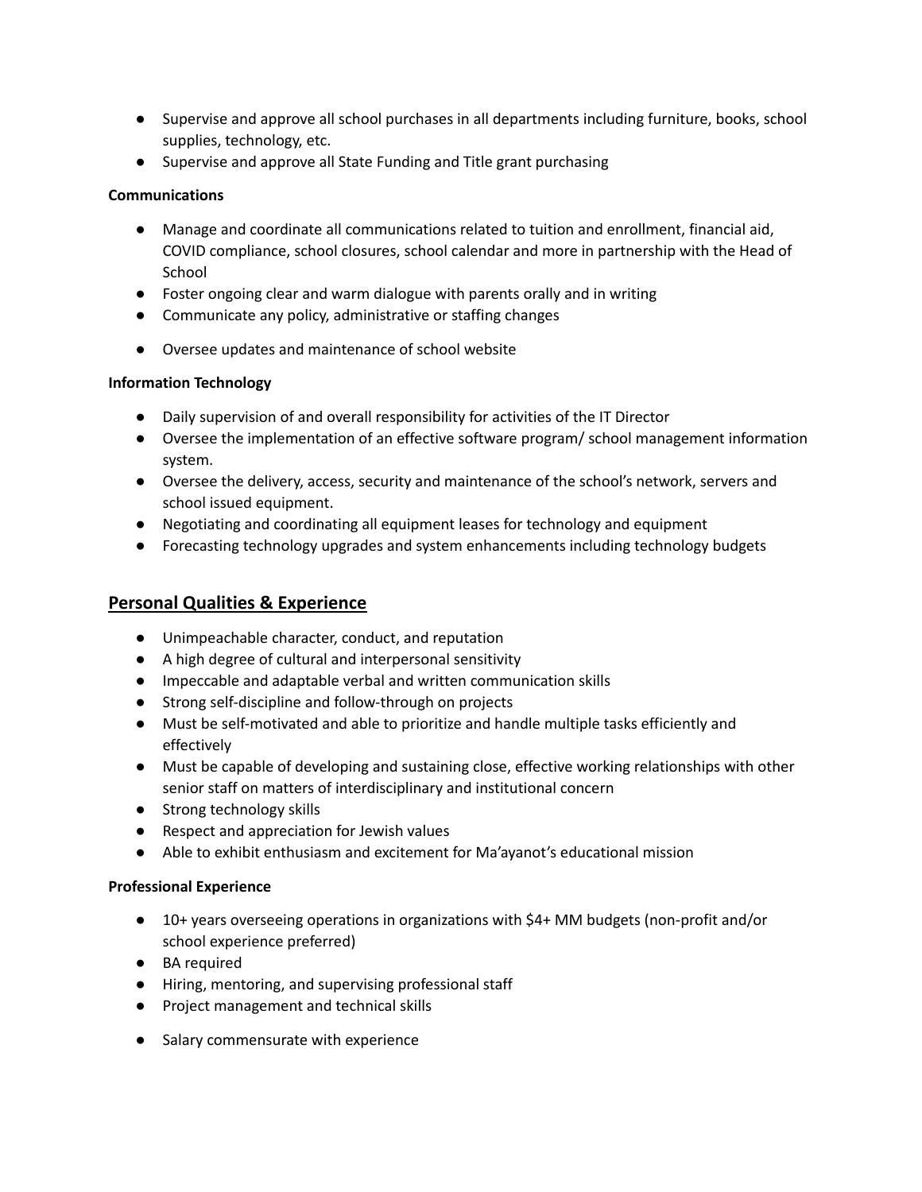- Supervise and approve all school purchases in all departments including furniture, books, school supplies, technology, etc.
- Supervise and approve all State Funding and Title grant purchasing

**Communications**

- Manage and coordinate all communications related to tuition and enrollment, financial aid, COVID compliance, school closures, school calendar and more in partnership with the Head of School
- Foster ongoing clear and warm dialogue with parents orally and in writing
- Communicate any policy, administrative or staffing changes
- Oversee updates and maintenance of school website

**Information Technology**

- Daily supervision of and overall responsibility for activities of the IT Director
- Oversee the implementation of an effective software program/ school management information system.
- Oversee the delivery, access, security and maintenance of the school's network, servers and school issued equipment.
- Negotiating and coordinating all equipment leases for technology and equipment
- Forecasting technology upgrades and system enhancements including technology budgets

## Personal Qualities & Experience

- Unimpeachable character, conduct, and reputation
- A high degree of cultural and interpersonal sensitivity
- Impeccable and adaptable verbal and written communication skills
- Strong self-discipline and follow-through on projects
- Must be self-motivated and able to prioritize and handle multiple tasks efficiently and effectively
- Must be capable of developing and sustaining close, effective working relationships with other senior staff on matters of interdisciplinary and institutional concern
- Strong technology skills
- Respect and appreciation for Jewish values
- Able to exhibit enthusiasm and excitement for Ma'ayanot's educational mission

**Professional Experience**

- 10+ years overseeing operations in organizations with $4+ MM budgets (non-profit and/or school experience preferred)
- BA required
- Hiring, mentoring, and supervising professional staff
- Project management and technical skills
- Salary commensurate with experience